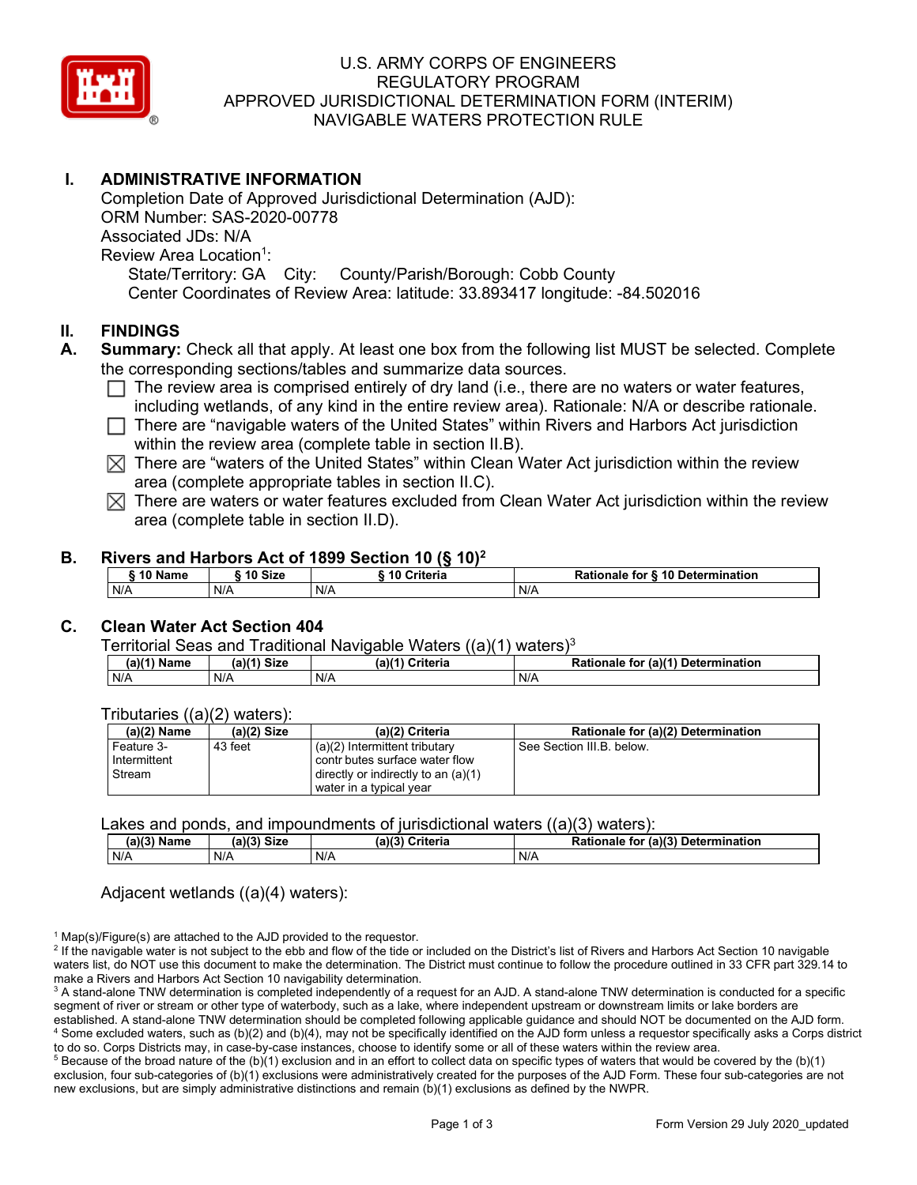# U.S. ARMY CORPS OF ENGINEERS
# REGULATORY PROGRAM
# APPROVED JURISDICTIONAL DETERMINATION FORM (INTERIM)
# NAVIGABLE WATERS PROTECTION RULE

## I. ADMINISTRATIVE INFORMATION

Completion Date of Approved Jurisdictional Determination (AJD):
ORM Number: SAS-2020-00778
Associated JDs: N/A
Review Area Location[1]:
State/Territory: GA City: County/Parish/Borough: Cobb County
Center Coordinates of Review Area: latitude: 33.893417 longitude: -84.502016

## II. FINDINGS

**A. Summary:** Check all that apply. At least one box from the following list MUST be selected. Complete the corresponding sections/tables and summarize data sources.

- ☐ The review area is comprised entirely of dry land (i.e., there are no waters or water features, including wetlands, of any kind in the entire review area). Rationale: N/A or describe rationale.
- ☐ There are "navigable waters of the United States" within Rivers and Harbors Act jurisdiction within the review area (complete table in section II.B).
- ☒ There are "waters of the United States" within Clean Water Act jurisdiction within the review area (complete appropriate tables in section II.C).
- ☒ There are waters or water features excluded from Clean Water Act jurisdiction within the review area (complete table in section II.D).

### B. Rivers and Harbors Act of 1899 Section 10 (§ 10)[2]

| § 10 Name | § 10 Size | § 10 Criteria | Rationale for § 10 Determination |
|---|---|---|---|
| N/A | N/A | N/A | N/A |

### C. Clean Water Act Section 404

Territorial Seas and Traditional Navigable Waters ((a)(1) waters)[3]

| (a)(1) Name | (a)(1) Size | (a)(1) Criteria | Rationale for (a)(1) Determination |
|---|---|---|---|
| N/A | N/A | N/A | N/A |

Tributaries ((a)(2) waters):

| (a)(2) Name | (a)(2) Size | (a)(2) Criteria | Rationale for (a)(2) Determination |
|---|---|---|---|
| Feature 3- Intermittent Stream | 43 feet | (a)(2) Intermittent tributary contr butes surface water flow directly or indirectly to an (a)(1) water in a typical year | See Section III.B. below. |

Lakes and ponds, and impoundments of jurisdictional waters ((a)(3) waters):

| (a)(3) Name | (a)(3) Size | (a)(3) Criteria | Rationale for (a)(3) Determination |
|---|---|---|---|
| N/A | N/A | N/A | N/A |

Adjacent wetlands ((a)(4) waters):

---

[1] Map(s)/Figure(s) are attached to the AJD provided to the requestor.
[2] If the navigable water is not subject to the ebb and flow of the tide or included on the District's list of Rivers and Harbors Act Section 10 navigable waters list, do NOT use this document to make the determination. The District must continue to follow the procedure outlined in 33 CFR part 329.14 to make a Rivers and Harbors Act Section 10 navigability determination.
[3] A stand-alone TNW determination is completed independently of a request for an AJD. A stand-alone TNW determination is conducted for a specific segment of river or stream or other type of waterbody, such as a lake, where independent upstream or downstream limits or lake borders are established. A stand-alone TNW determination should be completed following applicable guidance and should NOT be documented on the AJD form.
[4] Some excluded waters, such as (b)(2) and (b)(4), may not be specifically identified on the AJD form unless a requestor specifically asks a Corps district to do so. Corps Districts may, in case-by-case instances, choose to identify some or all of these waters within the review area.
[5] Because of the broad nature of the (b)(1) exclusion and in an effort to collect data on specific types of waters that would be covered by the (b)(1) exclusion, four sub-categories of (b)(1) exclusions were administratively created for the purposes of the AJD Form. These four sub-categories are not new exclusions, but are simply administrative distinctions and remain (b)(1) exclusions as defined by the NWPR.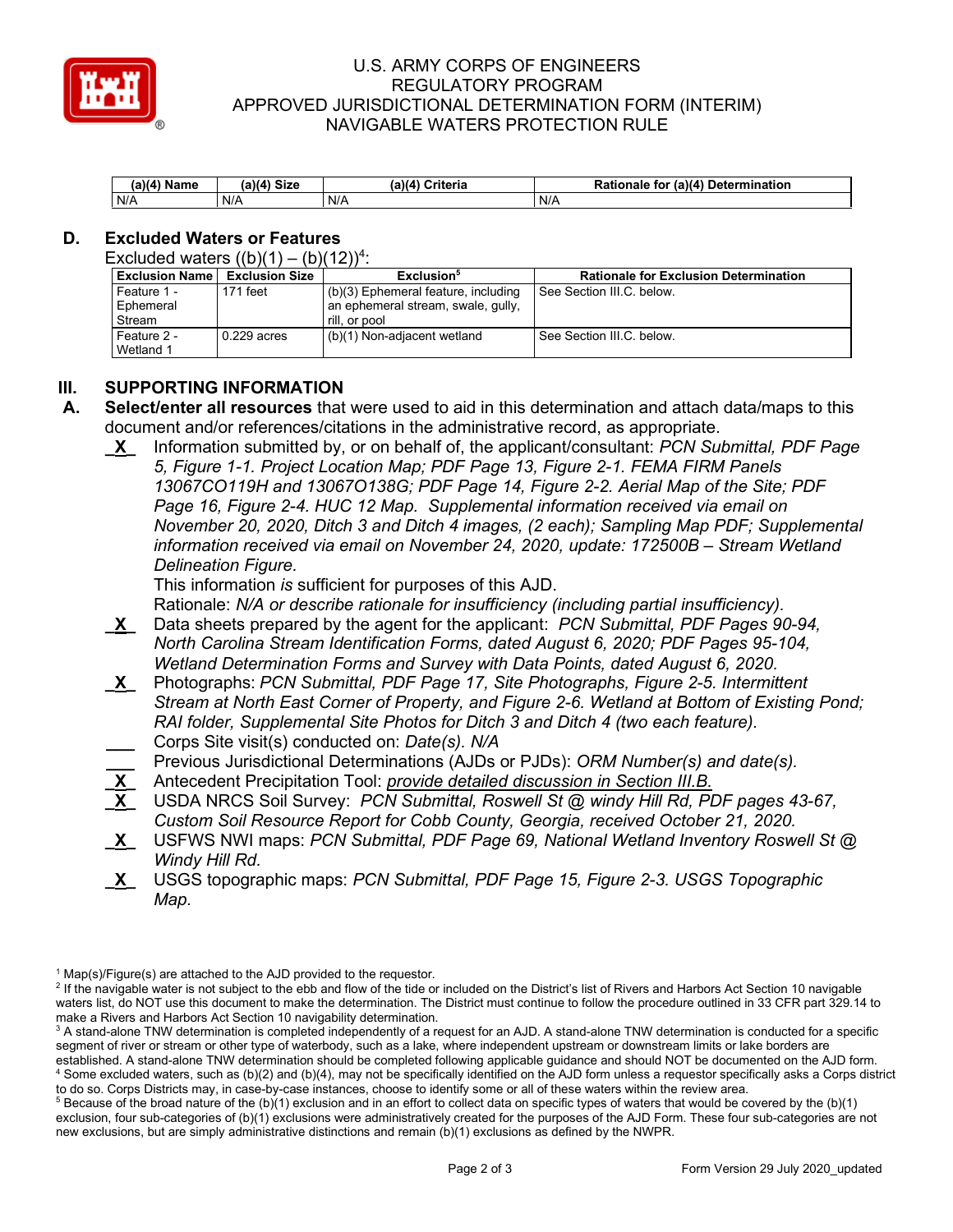| (a)(4) Name | (a)(4) Size | (a)(4) Criteria | Rationale for (a)(4) Determination |
|---|---|---|---|
| N/A | N/A | N/A | N/A |

## D. Excluded Waters or Features

Excluded waters ((b)(1) – (b)(12))[4]:

| Exclusion Name | Exclusion Size | Exclusion[5] | Rationale for Exclusion Determination |
|---|---|---|---|
| Feature 1 - Ephemeral Stream | 171 feet | (b)(3) Ephemeral feature, including an ephemeral stream, swale, gully, rill, or pool | See Section III.C. below. |
| Feature 2 - Wetland 1 | 0.229 acres | (b)(1) Non-adjacent wetland | See Section III.C. below. |

# III. SUPPORTING INFORMATION

**A. Select/enter all resources** that were used to aid in this determination and attach data/maps to this document and/or references/citations in the administrative record, as appropriate.

_X_ Information submitted by, or on behalf of, the applicant/consultant: *PCN Submittal, PDF Page 5, Figure 1-1. Project Location Map; PDF Page 13, Figure 2-1. FEMA FIRM Panels 13067CO119H and 13067O138G; PDF Page 14, Figure 2-2. Aerial Map of the Site; PDF Page 16, Figure 2-4. HUC 12 Map. Supplemental information received via email on November 20, 2020, Ditch 3 and Ditch 4 images, (2 each); Sampling Map PDF; Supplemental information received via email on November 24, 2020, update: 172500B – Stream Wetland Delineation Figure.*

This information *is* sufficient for purposes of this AJD.

Rationale: *N/A or describe rationale for insufficiency (including partial insufficiency).*

_X_ Data sheets prepared by the agent for the applicant: *PCN Submittal, PDF Pages 90-94, North Carolina Stream Identification Forms, dated August 6, 2020; PDF Pages 95-104, Wetland Determination Forms and Survey with Data Points, dated August 6, 2020.*

_X_ Photographs: *PCN Submittal, PDF Page 17, Site Photographs, Figure 2-5. Intermittent Stream at North East Corner of Property, and Figure 2-6. Wetland at Bottom of Existing Pond; RAI folder, Supplemental Site Photos for Ditch 3 and Ditch 4 (two each feature).*

___ Corps Site visit(s) conducted on: *Date(s). N/A*

___ Previous Jurisdictional Determinations (AJDs or PJDs): *ORM Number(s) and date(s).*

_X_ Antecedent Precipitation Tool: *provide detailed discussion in Section III.B.*

_X_ USDA NRCS Soil Survey: *PCN Submittal, Roswell St @ windy Hill Rd, PDF pages 43-67, Custom Soil Resource Report for Cobb County, Georgia, received October 21, 2020.*

_X_ USFWS NWI maps: *PCN Submittal, PDF Page 69, National Wetland Inventory Roswell St @ Windy Hill Rd.*

_X_ USGS topographic maps: *PCN Submittal, PDF Page 15, Figure 2-3. USGS Topographic Map.*

---

[1] Map(s)/Figure(s) are attached to the AJD provided to the requestor.

[2] If the navigable water is not subject to the ebb and flow of the tide or included on the District's list of Rivers and Harbors Act Section 10 navigable waters list, do NOT use this document to make the determination. The District must continue to follow the procedure outlined in 33 CFR part 329.14 to make a Rivers and Harbors Act Section 10 navigability determination.

[3] A stand-alone TNW determination is completed independently of a request for an AJD. A stand-alone TNW determination is conducted for a specific segment of river or stream or other type of waterbody, such as a lake, where independent upstream or downstream limits or lake borders are established. A stand-alone TNW determination should be completed following applicable guidance and should NOT be documented on the AJD form.

[4] Some excluded waters, such as (b)(2) and (b)(4), may not be specifically identified on the AJD form unless a requestor specifically asks a Corps district to do so. Corps Districts may, in case-by-case instances, choose to identify some or all of these waters within the review area.

[5] Because of the broad nature of the (b)(1) exclusion and in an effort to collect data on specific types of waters that would be covered by the (b)(1) exclusion, four sub-categories of (b)(1) exclusions were administratively created for the purposes of the AJD Form. These four sub-categories are not new exclusions, but are simply administrative distinctions and remain (b)(1) exclusions as defined by the NWPR.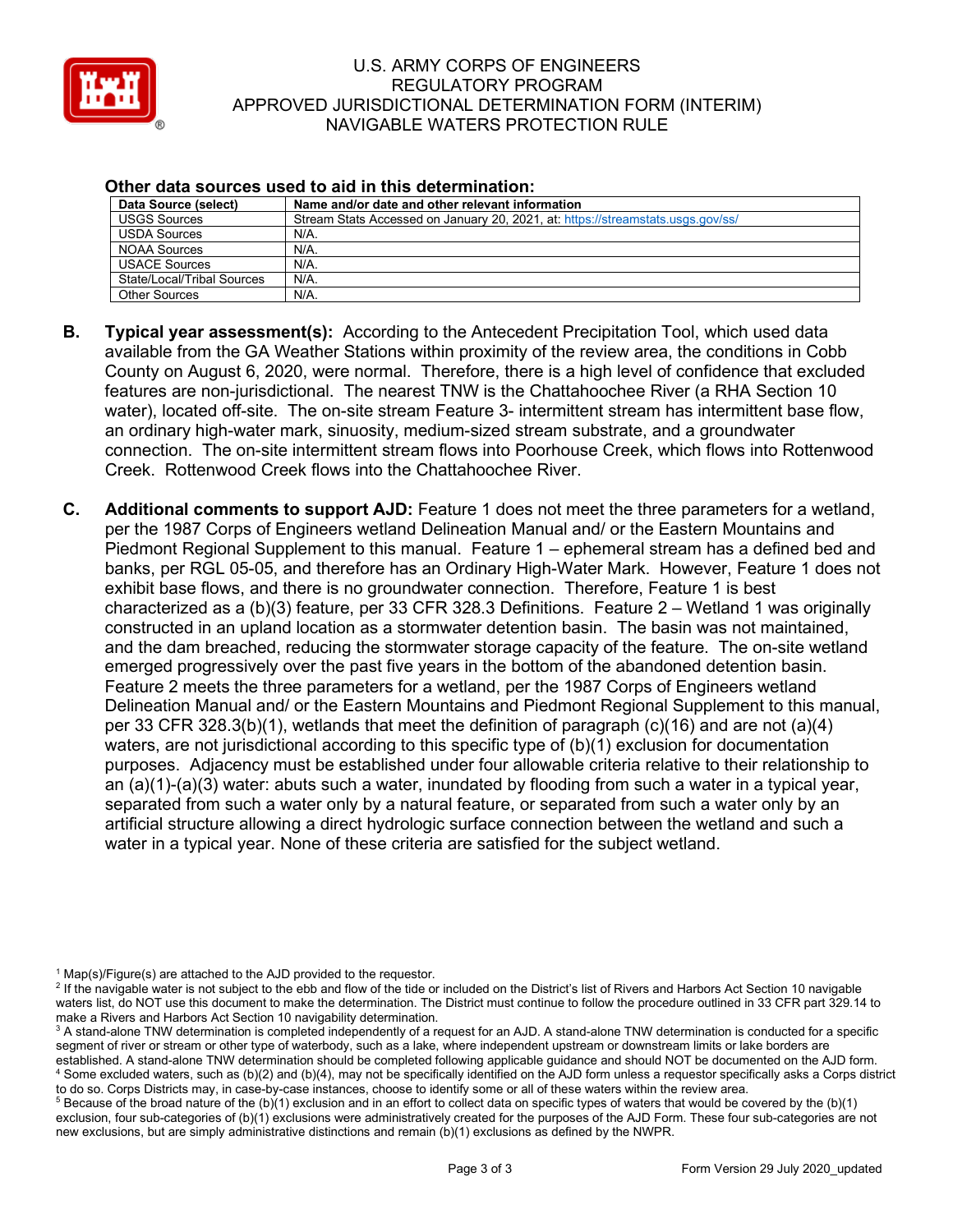### Other data sources used to aid in this determination:

| Data Source (select) | Name and/or date and other relevant information |
|---|---|
| USGS Sources | Stream Stats Accessed on January 20, 2021, at: https://streamstats.usgs.gov/ss/ |
| USDA Sources | N/A. |
| NOAA Sources | N/A. |
| USACE Sources | N/A. |
| State/Local/Tribal Sources | N/A. |
| Other Sources | N/A. |

**B. Typical year assessment(s):** According to the Antecedent Precipitation Tool, which used data available from the GA Weather Stations within proximity of the review area, the conditions in Cobb County on August 6, 2020, were normal. Therefore, there is a high level of confidence that excluded features are non-jurisdictional. The nearest TNW is the Chattahoochee River (a RHA Section 10 water), located off-site. The on-site stream Feature 3- intermittent stream has intermittent base flow, an ordinary high-water mark, sinuosity, medium-sized stream substrate, and a groundwater connection. The on-site intermittent stream flows into Poorhouse Creek, which flows into Rottenwood Creek. Rottenwood Creek flows into the Chattahoochee River.

**C. Additional comments to support AJD:** Feature 1 does not meet the three parameters for a wetland, per the 1987 Corps of Engineers wetland Delineation Manual and/ or the Eastern Mountains and Piedmont Regional Supplement to this manual. Feature 1 – ephemeral stream has a defined bed and banks, per RGL 05-05, and therefore has an Ordinary High-Water Mark. However, Feature 1 does not exhibit base flows, and there is no groundwater connection. Therefore, Feature 1 is best characterized as a (b)(3) feature, per 33 CFR 328.3 Definitions. Feature 2 – Wetland 1 was originally constructed in an upland location as a stormwater detention basin. The basin was not maintained, and the dam breached, reducing the stormwater storage capacity of the feature. The on-site wetland emerged progressively over the past five years in the bottom of the abandoned detention basin. Feature 2 meets the three parameters for a wetland, per the 1987 Corps of Engineers wetland Delineation Manual and/ or the Eastern Mountains and Piedmont Regional Supplement to this manual, per 33 CFR 328.3(b)(1), wetlands that meet the definition of paragraph (c)(16) and are not (a)(4) waters, are not jurisdictional according to this specific type of (b)(1) exclusion for documentation purposes. Adjacency must be established under four allowable criteria relative to their relationship to an (a)(1)-(a)(3) water: abuts such a water, inundated by flooding from such a water in a typical year, separated from such a water only by a natural feature, or separated from such a water only by an artificial structure allowing a direct hydrologic surface connection between the wetland and such a water in a typical year. None of these criteria are satisfied for the subject wetland.

[1] Map(s)/Figure(s) are attached to the AJD provided to the requestor.

[2] If the navigable water is not subject to the ebb and flow of the tide or included on the District's list of Rivers and Harbors Act Section 10 navigable waters list, do NOT use this document to make the determination. The District must continue to follow the procedure outlined in 33 CFR part 329.14 to make a Rivers and Harbors Act Section 10 navigability determination.

[3] A stand-alone TNW determination is completed independently of a request for an AJD. A stand-alone TNW determination is conducted for a specific segment of river or stream or other type of waterbody, such as a lake, where independent upstream or downstream limits or lake borders are established. A stand-alone TNW determination should be completed following applicable guidance and should NOT be documented on the AJD form.

[4] Some excluded waters, such as (b)(2) and (b)(4), may not be specifically identified on the AJD form unless a requestor specifically asks a Corps district to do so. Corps Districts may, in case-by-case instances, choose to identify some or all of these waters within the review area.

[5] Because of the broad nature of the (b)(1) exclusion and in an effort to collect data on specific types of waters that would be covered by the (b)(1) exclusion, four sub-categories of (b)(1) exclusions were administratively created for the purposes of the AJD Form. These four sub-categories are not new exclusions, but are simply administrative distinctions and remain (b)(1) exclusions as defined by the NWPR.